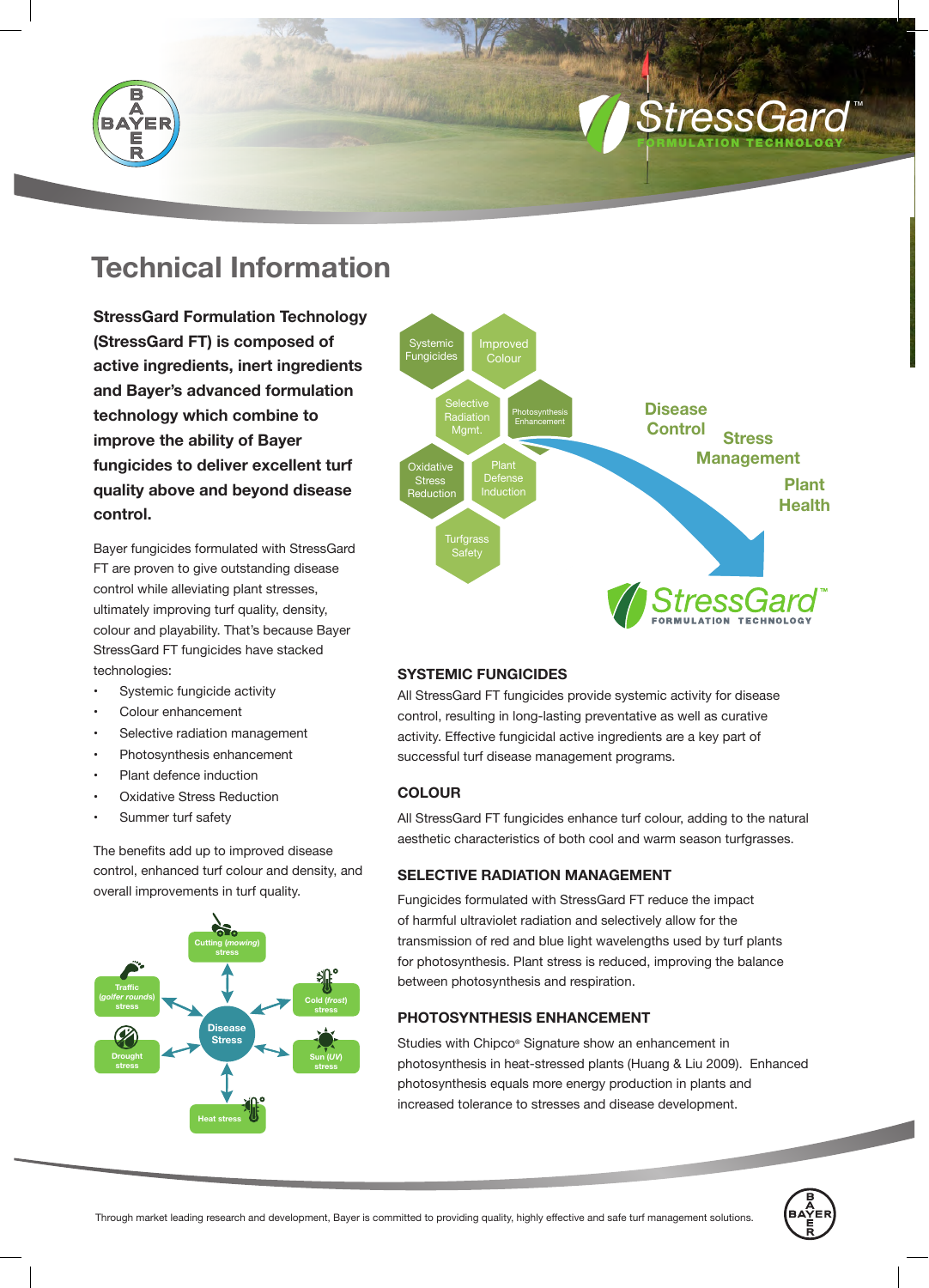# Technical Information

**StressGard Formulation Technology (StressGard FT) is composed of active ingredients, inert ingredients and Bayer's advanced formulation technology which combine to improve the ability of Bayer fungicides to deliver excellent turf quality above and beyond disease control.**

Bayer fungicides formulated with StressGard FT are proven to give outstanding disease control while alleviating plant stresses, ultimately improving turf quality, density, colour and playability. That's because Bayer StressGard FT fungicides have stacked technologies:

- Systemic fungicide activity
- Colour enhancement
- Selective radiation management
- Photosynthesis enhancement
- Plant defence induction
- Oxidative Stress Reduction
- Summer turf safety

The benefits add up to improved disease control, enhanced turf colour and density, and overall improvements in turf quality.

## SYSTEMIC FUNGICIDES

All StressGard FT fungicides provide systemic activity for disease control, resulting in long-lasting preventative as well as curative activity. Effective fungicidal active ingredients are a key part of successful turf disease management programs.

## COLOUR

All StressGard FT fungicides enhance turf colour, adding to the natural aesthetic characteristics of both cool and warm season turfgrasses.

## SELECTIVE RADIATION MANAGEMENT

Fungicides formulated with StressGard FT reduce the impact of harmful ultraviolet radiation and selectively allow for the transmission of red and blue light wavelengths used by turf plants for photosynthesis. Plant stress is reduced, improving the balance between photosynthesis and respiration.

## PHOTOSYNTHESIS ENHANCEMENT

Studies with Chipco® Signature show an enhancement in photosynthesis in heat-stressed plants (Huang & Liu 2009). Enhanced photosynthesis equals more energy production in plants and increased tolerance to stresses and disease development.

Through market leading research and development, Bayer is committed to providing quality, highly effective and safe turf management solutions.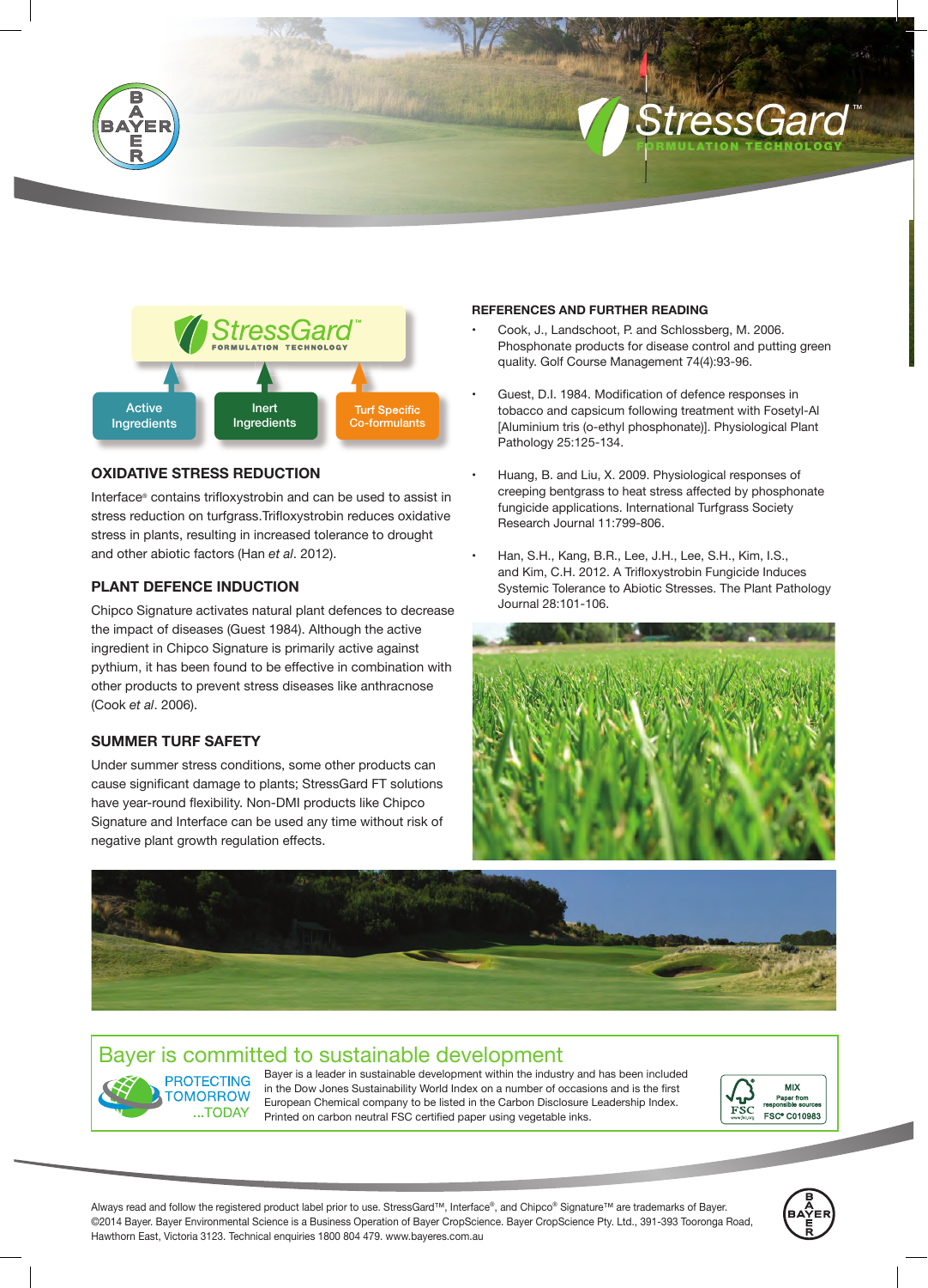StressGard™ FORMULATION TECHNOLOGY

Active Ingredients

Inert Ingredients

Turf Specific Co-formulants

## OXIDATIVE STRESS REDUCTION

Interface® contains trifloxystrobin and can be used to assist in stress reduction on turfgrass.Trifloxystrobin reduces oxidative stress in plants, resulting in increased tolerance to drought and other abiotic factors (Han *et al*. 2012).

## PLANT DEFENCE INDUCTION

Chipco Signature activates natural plant defences to decrease the impact of diseases (Guest 1984). Although the active ingredient in Chipco Signature is primarily active against pythium, it has been found to be effective in combination with other products to prevent stress diseases like anthracnose (Cook *et al*. 2006).

## SUMMER TURF SAFETY

Under summer stress conditions, some other products can cause significant damage to plants; StressGard FT solutions have year-round flexibility. Non-DMI products like Chipco Signature and Interface can be used any time without risk of negative plant growth regulation effects.

## REFERENCES AND FURTHER READING

- Cook, J., Landschoot, P. and Schlossberg, M. 2006. Phosphonate products for disease control and putting green quality. Golf Course Management 74(4):93-96.
- Guest, D.I. 1984. Modification of defence responses in tobacco and capsicum following treatment with Fosetyl-Al [Aluminium tris (o-ethyl phosphonate)]. Physiological Plant Pathology 25:125-134.
- Huang, B. and Liu, X. 2009. Physiological responses of creeping bentgrass to heat stress affected by phosphonate fungicide applications. International Turfgrass Society Research Journal 11:799-806.
- Han, S.H., Kang, B.R., Lee, J.H., Lee, S.H., Kim, I.S., and Kim, C.H. 2012. A Trifloxystrobin Fungicide Induces Systemic Tolerance to Abiotic Stresses. The Plant Pathology Journal 28:101-106.

## Bayer is committed to sustainable development

PROTECTING TOMORROW ...TODAY

Bayer is a leader in sustainable development within the industry and has been included in the Dow Jones Sustainability World Index on a number of occasions and is the first European Chemical company to be listed in the Carbon Disclosure Leadership Index. Printed on carbon neutral FSC certified paper using vegetable inks.

MIX Paper from responsible sources FSC® C010983

Always read and follow the registered product label prior to use. StressGard™, Interface®, and Chipco® Signature™ are trademarks of Bayer. ©2014 Bayer. Bayer Environmental Science is a Business Operation of Bayer CropScience. Bayer CropScience Pty. Ltd., 391-393 Tooronga Road, Hawthorn East, Victoria 3123. Technical enquiries 1800 804 479. www.bayeres.com.au